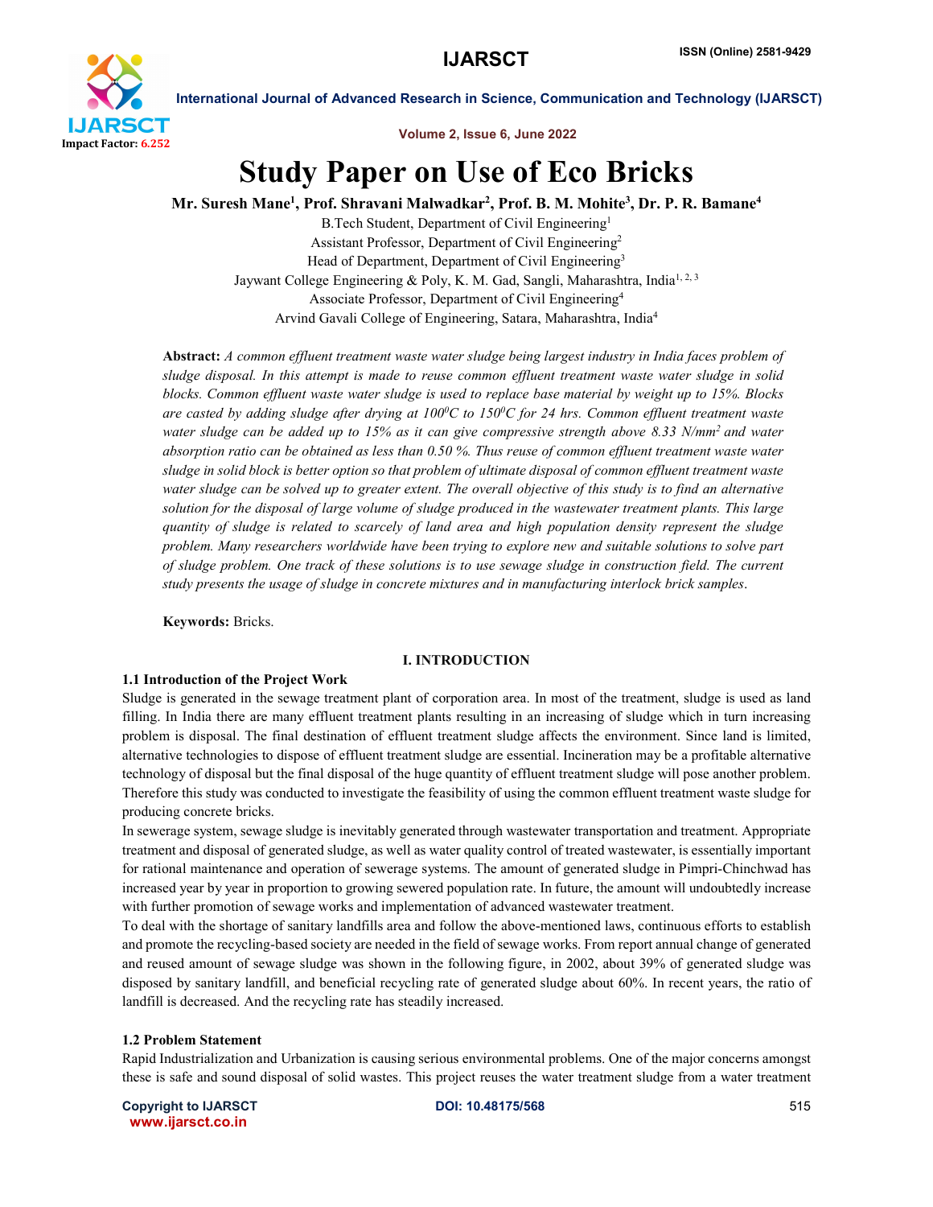# Study Paper on Use of Eco Bricks

**Mr. Suresh Mane[1], Prof. Shravani Malwadkar[2], Prof. B. M. Mohite[3], Dr. P. R. Bamane[4]**

B.Tech Student, Department of Civil Engineering[1]
Assistant Professor, Department of Civil Engineering[2]
Head of Department, Department of Civil Engineering[3]
Jaywant College Engineering & Poly, K. M. Gad, Sangli, Maharashtra, India[1, 2, 3]
Associate Professor, Department of Civil Engineering[4]
Arvind Gavali College of Engineering, Satara, Maharashtra, India[4]

**Abstract:** *A common effluent treatment waste water sludge being largest industry in India faces problem of sludge disposal. In this attempt is made to reuse common effluent treatment waste water sludge in solid blocks. Common effluent waste water sludge is used to replace base material by weight up to 15%. Blocks are casted by adding sludge after drying at $100^0C$ to $150^0C$ for 24 hrs. Common effluent treatment waste water sludge can be added up to 15% as it can give compressive strength above 8.33 $N/mm^2$ and water absorption ratio can be obtained as less than 0.50 %. Thus reuse of common effluent treatment waste water sludge in solid block is better option so that problem of ultimate disposal of common effluent treatment waste water sludge can be solved up to greater extent. The overall objective of this study is to find an alternative solution for the disposal of large volume of sludge produced in the wastewater treatment plants. This large quantity of sludge is related to scarcely of land area and high population density represent the sludge problem. Many researchers worldwide have been trying to explore new and suitable solutions to solve part of sludge problem. One track of these solutions is to use sewage sludge in construction field. The current study presents the usage of sludge in concrete mixtures and in manufacturing interlock brick samples.*

**Keywords:** Bricks.

## I. INTRODUCTION

### 1.1 Introduction of the Project Work

Sludge is generated in the sewage treatment plant of corporation area. In most of the treatment, sludge is used as land filling. In India there are many effluent treatment plants resulting in an increasing of sludge which in turn increasing problem is disposal. The final destination of effluent treatment sludge affects the environment. Since land is limited, alternative technologies to dispose of effluent treatment sludge are essential. Incineration may be a profitable alternative technology of disposal but the final disposal of the huge quantity of effluent treatment sludge will pose another problem. Therefore this study was conducted to investigate the feasibility of using the common effluent treatment waste sludge for producing concrete bricks.

In sewerage system, sewage sludge is inevitably generated through wastewater transportation and treatment. Appropriate treatment and disposal of generated sludge, as well as water quality control of treated wastewater, is essentially important for rational maintenance and operation of sewerage systems. The amount of generated sludge in Pimpri-Chinchwad has increased year by year in proportion to growing sewered population rate. In future, the amount will undoubtedly increase with further promotion of sewage works and implementation of advanced wastewater treatment.

To deal with the shortage of sanitary landfills area and follow the above-mentioned laws, continuous efforts to establish and promote the recycling-based society are needed in the field of sewage works. From report annual change of generated and reused amount of sewage sludge was shown in the following figure, in 2002, about 39% of generated sludge was disposed by sanitary landfill, and beneficial recycling rate of generated sludge about 60%. In recent years, the ratio of landfill is decreased. And the recycling rate has steadily increased.

### 1.2 Problem Statement

Rapid Industrialization and Urbanization is causing serious environmental problems. One of the major concerns amongst these is safe and sound disposal of solid wastes. This project reuses the water treatment sludge from a water treatment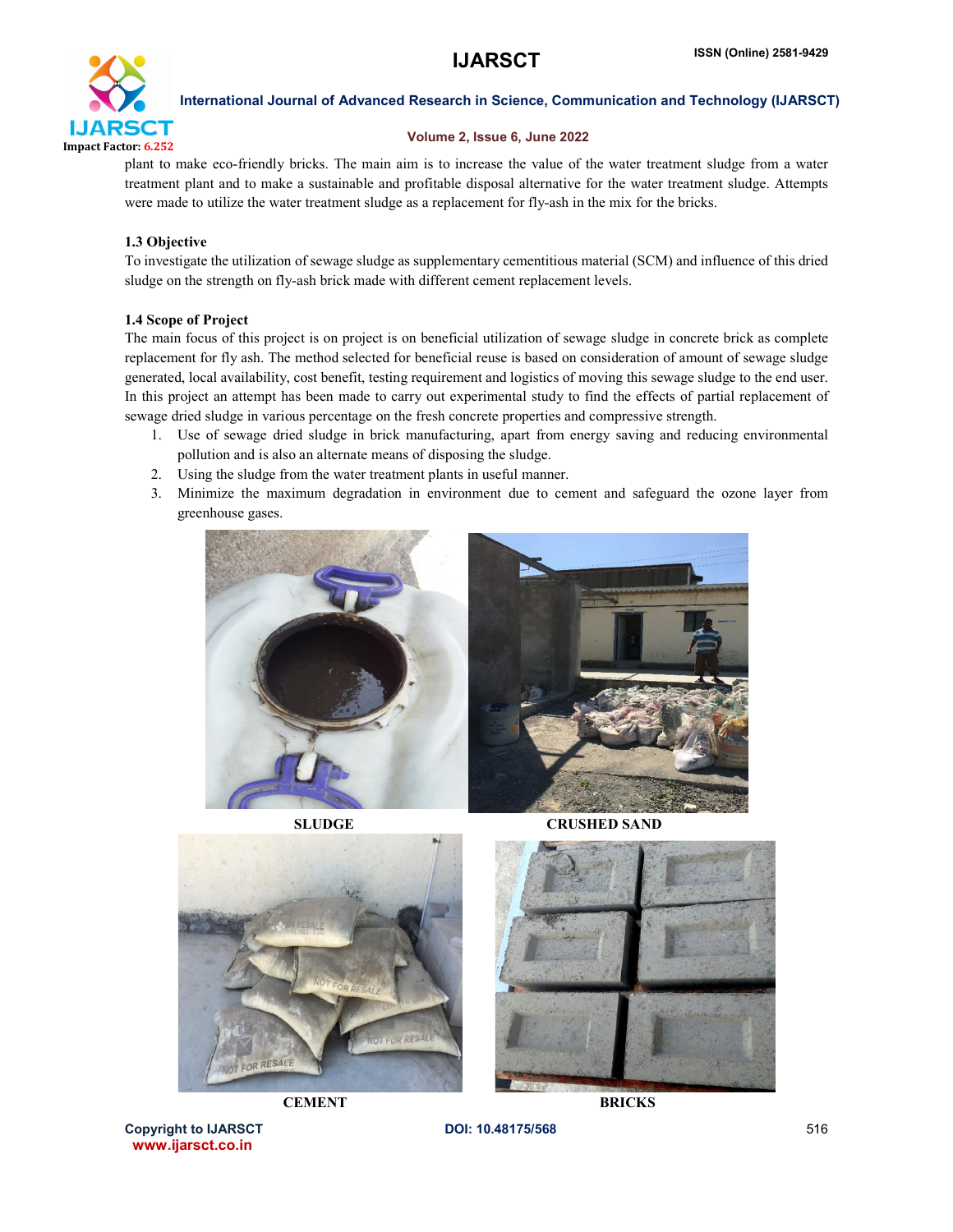plant to make eco-friendly bricks. The main aim is to increase the value of the water treatment sludge from a water treatment plant and to make a sustainable and profitable disposal alternative for the water treatment sludge. Attempts were made to utilize the water treatment sludge as a replacement for fly-ash in the mix for the bricks.

### 1.3 Objective

To investigate the utilization of sewage sludge as supplementary cementitious material (SCM) and influence of this dried sludge on the strength on fly-ash brick made with different cement replacement levels.

### 1.4 Scope of Project

The main focus of this project is on project is on beneficial utilization of sewage sludge in concrete brick as complete replacement for fly ash. The method selected for beneficial reuse is based on consideration of amount of sewage sludge generated, local availability, cost benefit, testing requirement and logistics of moving this sewage sludge to the end user. In this project an attempt has been made to carry out experimental study to find the effects of partial replacement of sewage dried sludge in various percentage on the fresh concrete properties and compressive strength.

1. Use of sewage dried sludge in brick manufacturing, apart from energy saving and reducing environmental pollution and is also an alternate means of disposing the sludge.
2. Using the sludge from the water treatment plants in useful manner.
3. Minimize the maximum degradation in environment due to cement and safeguard the ozone layer from greenhouse gases.

SLUDGE

CRUSHED SAND

CEMENT

BRICKS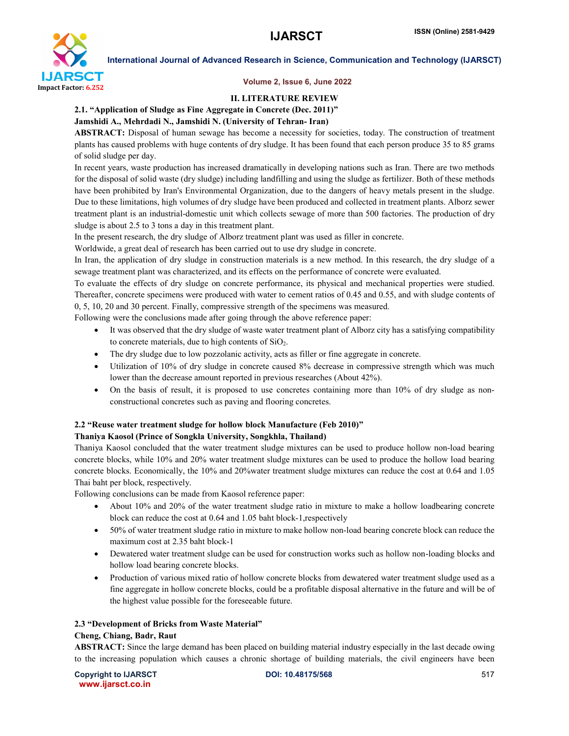## II. LITERATURE REVIEW

### 2.1. "Application of Sludge as Fine Aggregate in Concrete (Dec. 2011)"

**Jamshidi A., Mehrdadi N., Jamshidi N. (University of Tehran- Iran)**

**ABSTRACT:** Disposal of human sewage has become a necessity for societies, today. The construction of treatment plants has caused problems with huge contents of dry sludge. It has been found that each person produce 35 to 85 grams of solid sludge per day.

In recent years, waste production has increased dramatically in developing nations such as Iran. There are two methods for the disposal of solid waste (dry sludge) including landfilling and using the sludge as fertilizer. Both of these methods have been prohibited by Iran's Environmental Organization, due to the dangers of heavy metals present in the sludge. Due to these limitations, high volumes of dry sludge have been produced and collected in treatment plants. Alborz sewer treatment plant is an industrial-domestic unit which collects sewage of more than 500 factories. The production of dry sludge is about 2.5 to 3 tons a day in this treatment plant.

In the present research, the dry sludge of Alborz treatment plant was used as filler in concrete.

Worldwide, a great deal of research has been carried out to use dry sludge in concrete.

In Iran, the application of dry sludge in construction materials is a new method. In this research, the dry sludge of a sewage treatment plant was characterized, and its effects on the performance of concrete were evaluated.

To evaluate the effects of dry sludge on concrete performance, its physical and mechanical properties were studied. Thereafter, concrete specimens were produced with water to cement ratios of 0.45 and 0.55, and with sludge contents of 0, 5, 10, 20 and 30 percent. Finally, compressive strength of the specimens was measured.

Following were the conclusions made after going through the above reference paper:

- It was observed that the dry sludge of waste water treatment plant of Alborz city has a satisfying compatibility to concrete materials, due to high contents of $SiO_2$.
- The dry sludge due to low pozzolanic activity, acts as filler or fine aggregate in concrete.
- Utilization of 10% of dry sludge in concrete caused 8% decrease in compressive strength which was much lower than the decrease amount reported in previous researches (About 42%).
- On the basis of result, it is proposed to use concretes containing more than 10% of dry sludge as non-constructional concretes such as paving and flooring concretes.

### 2.2 "Reuse water treatment sludge for hollow block Manufacture (Feb 2010)"

**Thaniya Kaosol (Prince of Songkla University, Songkhla, Thailand)**

Thaniya Kaosol concluded that the water treatment sludge mixtures can be used to produce hollow non-load bearing concrete blocks, while 10% and 20% water treatment sludge mixtures can be used to produce the hollow load bearing concrete blocks. Economically, the 10% and 20%water treatment sludge mixtures can reduce the cost at 0.64 and 1.05 Thai baht per block, respectively.

Following conclusions can be made from Kaosol reference paper:

- About 10% and 20% of the water treatment sludge ratio in mixture to make a hollow loadbearing concrete block can reduce the cost at 0.64 and 1.05 baht block-1,respectively
- 50% of water treatment sludge ratio in mixture to make hollow non-load bearing concrete block can reduce the maximum cost at 2.35 baht block-1
- Dewatered water treatment sludge can be used for construction works such as hollow non-loading blocks and hollow load bearing concrete blocks.
- Production of various mixed ratio of hollow concrete blocks from dewatered water treatment sludge used as a fine aggregate in hollow concrete blocks, could be a profitable disposal alternative in the future and will be of the highest value possible for the foreseeable future.

### 2.3 "Development of Bricks from Waste Material"

**Cheng, Chiang, Badr, Raut**

**ABSTRACT:** Since the large demand has been placed on building material industry especially in the last decade owing to the increasing population which causes a chronic shortage of building materials, the civil engineers have been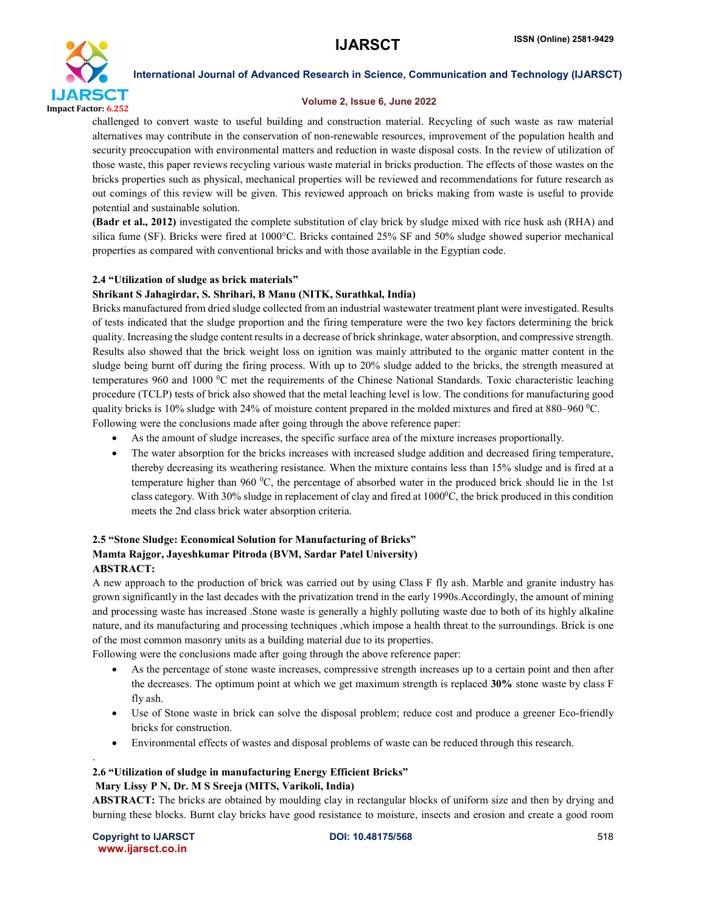challenged to convert waste to useful building and construction material. Recycling of such waste as raw material alternatives may contribute in the conservation of non-renewable resources, improvement of the population health and security preoccupation with environmental matters and reduction in waste disposal costs. In the review of utilization of those waste, this paper reviews recycling various waste material in bricks production. The effects of those wastes on the bricks properties such as physical, mechanical properties will be reviewed and recommendations for future research as out comings of this review will be given. This reviewed approach on bricks making from waste is useful to provide potential and sustainable solution.

**(Badr et al., 2012)** investigated the complete substitution of clay brick by sludge mixed with rice husk ash (RHA) and silica fume (SF). Bricks were fired at 1000°C. Bricks contained 25% SF and 50% sludge showed superior mechanical properties as compared with conventional bricks and with those available in the Egyptian code.

### 2.4 "Utilization of sludge as brick materials"

**Shrikant S Jahagirdar, S. Shrihari, B Manu (NITK, Surathkal, India)**

Bricks manufactured from dried sludge collected from an industrial wastewater treatment plant were investigated. Results of tests indicated that the sludge proportion and the firing temperature were the two key factors determining the brick quality. Increasing the sludge content results in a decrease of brick shrinkage, water absorption, and compressive strength. Results also showed that the brick weight loss on ignition was mainly attributed to the organic matter content in the sludge being burnt off during the firing process. With up to 20% sludge added to the bricks, the strength measured at temperatures 960 and 1000 $^0$C met the requirements of the Chinese National Standards. Toxic characteristic leaching procedure (TCLP) tests of brick also showed that the metal leaching level is low. The conditions for manufacturing good quality bricks is 10% sludge with 24% of moisture content prepared in the molded mixtures and fired at 880–960 $^0$C.

Following were the conclusions made after going through the above reference paper:

- As the amount of sludge increases, the specific surface area of the mixture increases proportionally.
- The water absorption for the bricks increases with increased sludge addition and decreased firing temperature, thereby decreasing its weathering resistance. When the mixture contains less than 15% sludge and is fired at a temperature higher than 960 $^0$C, the percentage of absorbed water in the produced brick should lie in the 1st class category. With 30% sludge in replacement of clay and fired at 1000$^0$C, the brick produced in this condition meets the 2nd class brick water absorption criteria.

### 2.5 "Stone Sludge: Economical Solution for Manufacturing of Bricks"

**Mamta Rajgor, Jayeshkumar Pitroda (BVM, Sardar Patel University)**

**ABSTRACT:**

A new approach to the production of brick was carried out by using Class F fly ash. Marble and granite industry has grown significantly in the last decades with the privatization trend in the early 1990s.Accordingly, the amount of mining and processing waste has increased .Stone waste is generally a highly polluting waste due to both of its highly alkaline nature, and its manufacturing and processing techniques ,which impose a health threat to the surroundings. Brick is one of the most common masonry units as a building material due to its properties.

Following were the conclusions made after going through the above reference paper:

- As the percentage of stone waste increases, compressive strength increases up to a certain point and then after the decreases. The optimum point at which we get maximum strength is replaced **30%** stone waste by class F fly ash.
- Use of Stone waste in brick can solve the disposal problem; reduce cost and produce a greener Eco-friendly bricks for construction.
- Environmental effects of wastes and disposal problems of waste can be reduced through this research.

### 2.6 "Utilization of sludge in manufacturing Energy Efficient Bricks"

**Mary Lissy P N, Dr. M S Sreeja (MITS, Varikoli, India)**

**ABSTRACT:** The bricks are obtained by moulding clay in rectangular blocks of uniform size and then by drying and burning these blocks. Burnt clay bricks have good resistance to moisture, insects and erosion and create a good room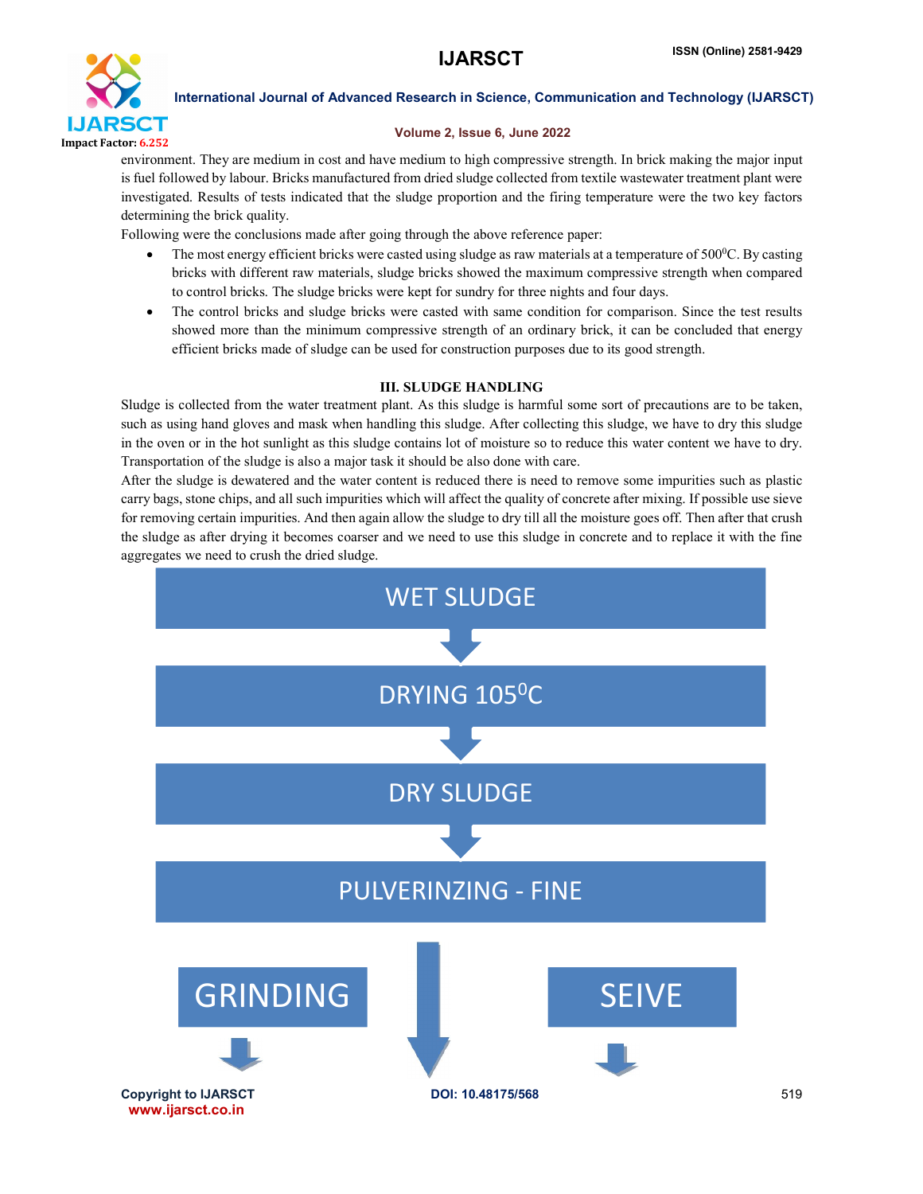environment. They are medium in cost and have medium to high compressive strength. In brick making the major input is fuel followed by labour. Bricks manufactured from dried sludge collected from textile wastewater treatment plant were investigated. Results of tests indicated that the sludge proportion and the firing temperature were the two key factors determining the brick quality.

Following were the conclusions made after going through the above reference paper:

- The most energy efficient bricks were casted using sludge as raw materials at a temperature of 500$^0$C. By casting bricks with different raw materials, sludge bricks showed the maximum compressive strength when compared to control bricks. The sludge bricks were kept for sundry for three nights and four days.
- The control bricks and sludge bricks were casted with same condition for comparison. Since the test results showed more than the minimum compressive strength of an ordinary brick, it can be concluded that energy efficient bricks made of sludge can be used for construction purposes due to its good strength.

## III. SLUDGE HANDLING

Sludge is collected from the water treatment plant. As this sludge is harmful some sort of precautions are to be taken, such as using hand gloves and mask when handling this sludge. After collecting this sludge, we have to dry this sludge in the oven or in the hot sunlight as this sludge contains lot of moisture so to reduce this water content we have to dry. Transportation of the sludge is also a major task it should be also done with care.

After the sludge is dewatered and the water content is reduced there is need to remove some impurities such as plastic carry bags, stone chips, and all such impurities which will affect the quality of concrete after mixing. If possible use sieve for removing certain impurities. And then again allow the sludge to dry till all the moisture goes off. Then after that crush the sludge as after drying it becomes coarser and we need to use this sludge in concrete and to replace it with the fine aggregates we need to crush the dried sludge.

WET SLUDGE

↓

DRYING 105$^0$C

↓

DRY SLUDGE

↓

PULVERINZING - FINE

GRINDING ↓ | ↓ | SEIVE ↓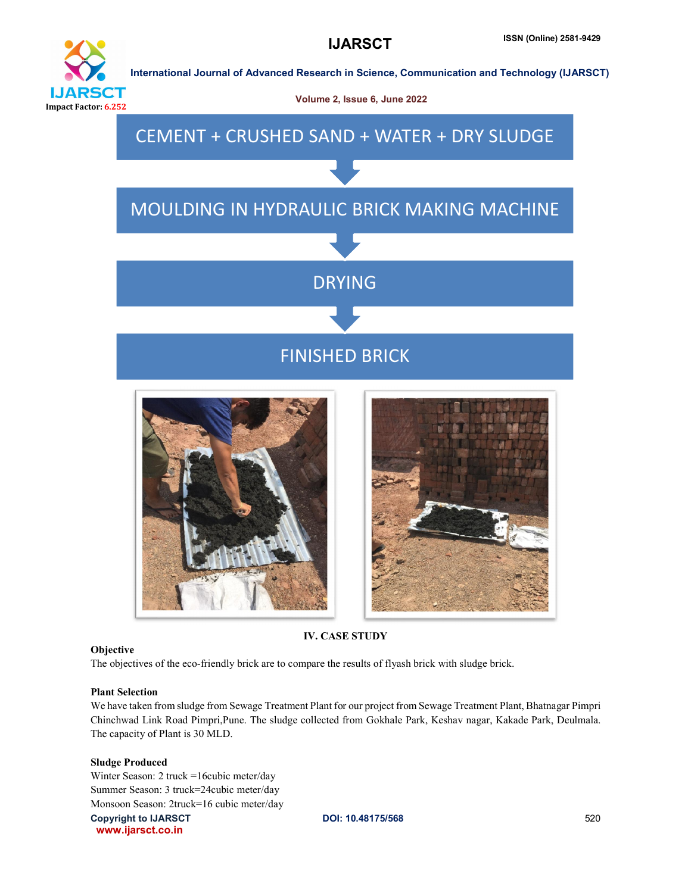CEMENT + CRUSHED SAND + WATER + DRY SLUDGE

MOULDING IN HYDRAULIC BRICK MAKING MACHINE

DRYING

FINISHED BRICK

## IV. CASE STUDY

### Objective

The objectives of the eco-friendly brick are to compare the results of flyash brick with sludge brick.

### Plant Selection

We have taken from sludge from Sewage Treatment Plant for our project from Sewage Treatment Plant, Bhatnagar Pimpri Chinchwad Link Road Pimpri,Pune. The sludge collected from Gokhale Park, Keshav nagar, Kakade Park, Deulmala. The capacity of Plant is 30 MLD.

### Sludge Produced

Winter Season: 2 truck =16cubic meter/day

Summer Season: 3 truck=24cubic meter/day

Monsoon Season: 2truck=16 cubic meter/day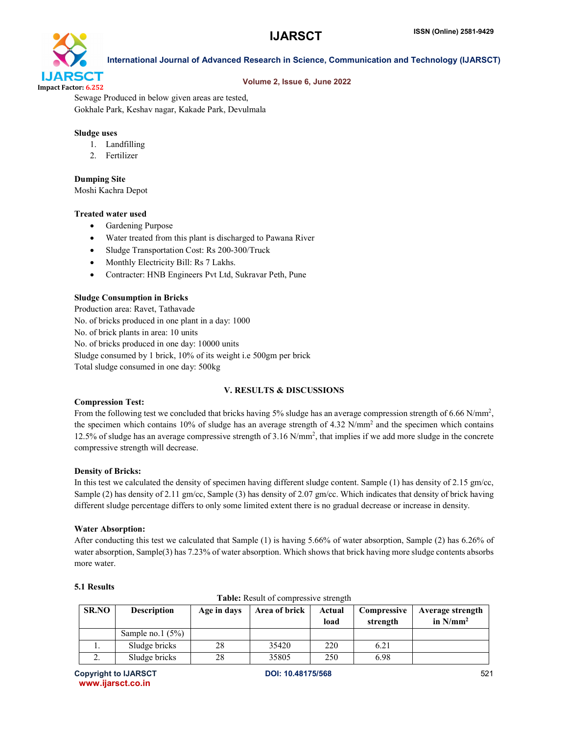Sewage Produced in below given areas are tested,
Gokhale Park, Keshav nagar, Kakade Park, Devulmala

**Sludge uses**

1. Landfilling
2. Fertilizer

**Dumping Site**
Moshi Kachra Depot

**Treated water used**

- Gardening Purpose
- Water treated from this plant is discharged to Pawana River
- Sludge Transportation Cost: Rs 200-300/Truck
- Monthly Electricity Bill: Rs 7 Lakhs.
- Contracter: HNB Engineers Pvt Ltd, Sukravar Peth, Pune

**Sludge Consumption in Bricks**
Production area: Ravet, Tathavade
No. of bricks produced in one plant in a day: 1000
No. of brick plants in area: 10 units
No. of bricks produced in one day: 10000 units
Sludge consumed by 1 brick, 10% of its weight i.e 500gm per brick
Total sludge consumed in one day: 500kg

## V. RESULTS & DISCUSSIONS

**Compression Test:**
From the following test we concluded that bricks having 5% sludge has an average compression strength of 6.66 N/mm$^2$, the specimen which contains 10% of sludge has an average strength of 4.32 N/mm$^2$ and the specimen which contains 12.5% of sludge has an average compressive strength of 3.16 N/mm$^2$, that implies if we add more sludge in the concrete compressive strength will decrease.

**Density of Bricks:**
In this test we calculated the density of specimen having different sludge content. Sample (1) has density of 2.15 gm/cc, Sample (2) has density of 2.11 gm/cc, Sample (3) has density of 2.07 gm/cc. Which indicates that density of brick having different sludge percentage differs to only some limited extent there is no gradual decrease or increase in density.

**Water Absorption:**
After conducting this test we calculated that Sample (1) is having 5.66% of water absorption, Sample (2) has 6.26% of water absorption, Sample(3) has 7.23% of water absorption. Which shows that brick having more sludge contents absorbs more water.

### 5.1 Results

**Table:** Result of compressive strength

| SR.NO | Description | Age in days | Area of brick | Actual load | Compressive strength | Average strength in N/mm$^2$ |
|---|---|---|---|---|---|---|
| | Sample no.1 (5%) | | | | | |
| 1. | Sludge bricks | 28 | 35420 | 220 | 6.21 | |
| 2. | Sludge bricks | 28 | 35805 | 250 | 6.98 | |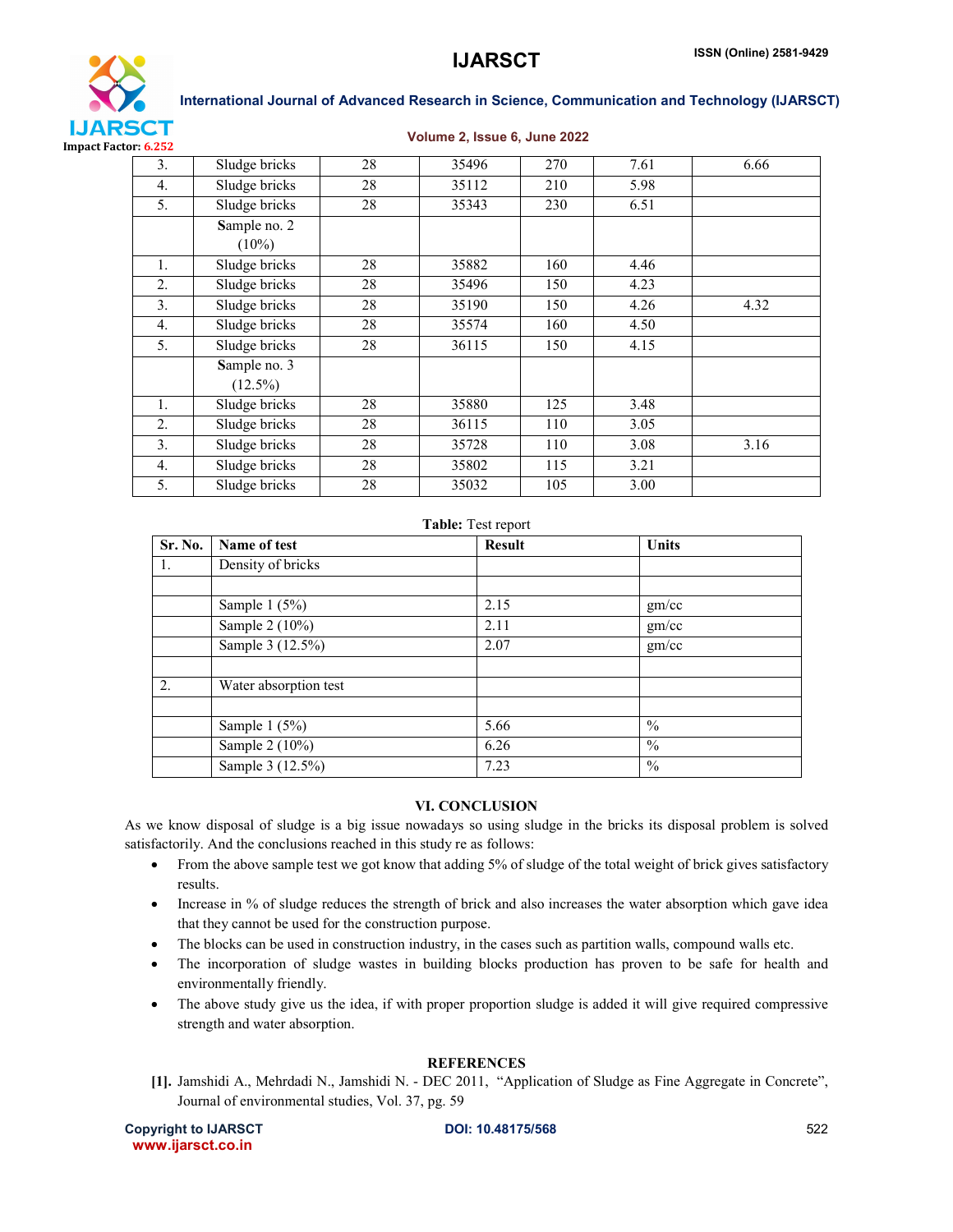| 3. | Sludge bricks | 28 | 35496 | 270 | 7.61 | 6.66 |
|---|---|---|---|---|---|---|
| 4. | Sludge bricks | 28 | 35112 | 210 | 5.98 | |
| 5. | Sludge bricks | 28 | 35343 | 230 | 6.51 | |
| | Sample no. 2 (10%) | | | | | |
| 1. | Sludge bricks | 28 | 35882 | 160 | 4.46 | |
| 2. | Sludge bricks | 28 | 35496 | 150 | 4.23 | |
| 3. | Sludge bricks | 28 | 35190 | 150 | 4.26 | 4.32 |
| 4. | Sludge bricks | 28 | 35574 | 160 | 4.50 | |
| 5. | Sludge bricks | 28 | 36115 | 150 | 4.15 | |
| | Sample no. 3 (12.5%) | | | | | |
| 1. | Sludge bricks | 28 | 35880 | 125 | 3.48 | |
| 2. | Sludge bricks | 28 | 36115 | 110 | 3.05 | |
| 3. | Sludge bricks | 28 | 35728 | 110 | 3.08 | 3.16 |
| 4. | Sludge bricks | 28 | 35802 | 115 | 3.21 | |
| 5. | Sludge bricks | 28 | 35032 | 105 | 3.00 | |

**Table:** Test report

| Sr. No. | Name of test | Result | Units |
|---|---|---|---|
| 1. | Density of bricks | | |
| | | | |
| | Sample 1 (5%) | 2.15 | gm/cc |
| | Sample 2 (10%) | 2.11 | gm/cc |
| | Sample 3 (12.5%) | 2.07 | gm/cc |
| | | | |
| 2. | Water absorption test | | |
| | | | |
| | Sample 1 (5%) | 5.66 | % |
| | Sample 2 (10%) | 6.26 | % |
| | Sample 3 (12.5%) | 7.23 | % |

## VI. CONCLUSION

As we know disposal of sludge is a big issue nowadays so using sludge in the bricks its disposal problem is solved satisfactorily. And the conclusions reached in this study re as follows:

- From the above sample test we got know that adding 5% of sludge of the total weight of brick gives satisfactory results.
- Increase in % of sludge reduces the strength of brick and also increases the water absorption which gave idea that they cannot be used for the construction purpose.
- The blocks can be used in construction industry, in the cases such as partition walls, compound walls etc.
- The incorporation of sludge wastes in building blocks production has proven to be safe for health and environmentally friendly.
- The above study give us the idea, if with proper proportion sludge is added it will give required compressive strength and water absorption.

## REFERENCES

**[1].** Jamshidi A., Mehrdadi N., Jamshidi N. - DEC 2011, "Application of Sludge as Fine Aggregate in Concrete", Journal of environmental studies, Vol. 37, pg. 59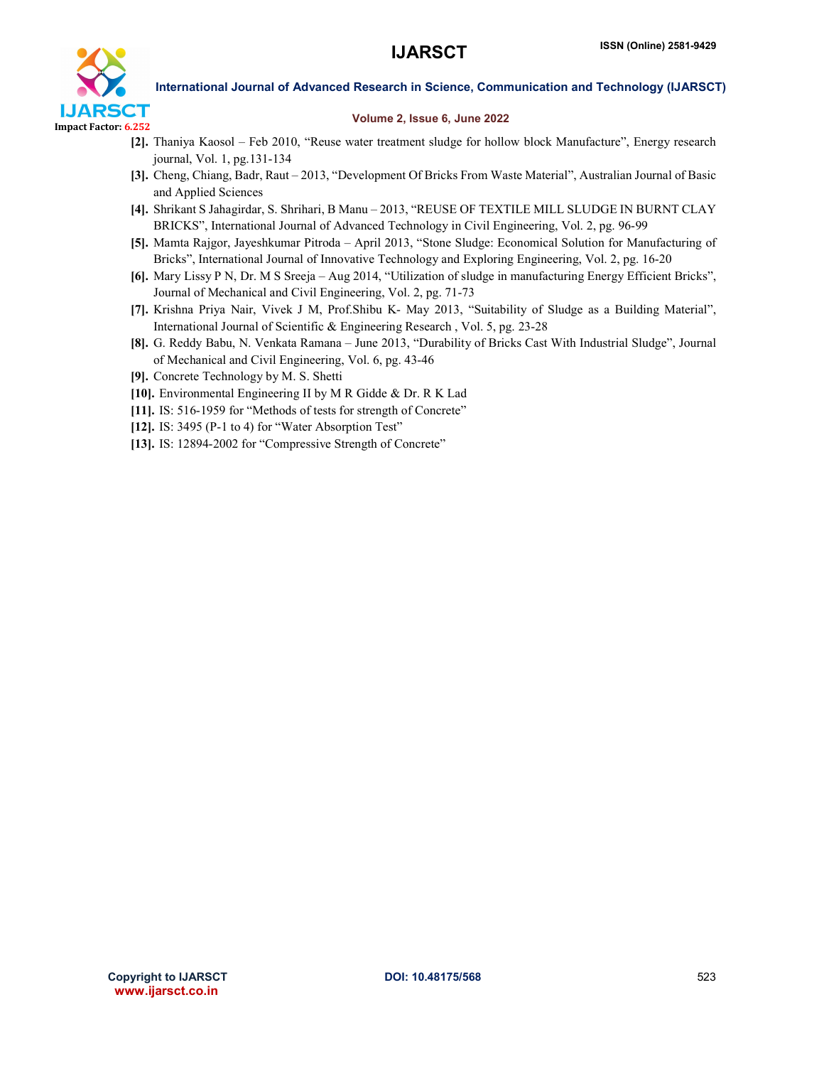[2]. Thaniya Kaosol – Feb 2010, "Reuse water treatment sludge for hollow block Manufacture", Energy research journal, Vol. 1, pg.131-134

[3]. Cheng, Chiang, Badr, Raut – 2013, "Development Of Bricks From Waste Material", Australian Journal of Basic and Applied Sciences

[4]. Shrikant S Jahagirdar, S. Shrihari, B Manu – 2013, "REUSE OF TEXTILE MILL SLUDGE IN BURNT CLAY BRICKS", International Journal of Advanced Technology in Civil Engineering, Vol. 2, pg. 96-99

[5]. Mamta Rajgor, Jayeshkumar Pitroda – April 2013, "Stone Sludge: Economical Solution for Manufacturing of Bricks", International Journal of Innovative Technology and Exploring Engineering, Vol. 2, pg. 16-20

[6]. Mary Lissy P N, Dr. M S Sreeja – Aug 2014, "Utilization of sludge in manufacturing Energy Efficient Bricks", Journal of Mechanical and Civil Engineering, Vol. 2, pg. 71-73

[7]. Krishna Priya Nair, Vivek J M, Prof.Shibu K- May 2013, "Suitability of Sludge as a Building Material", International Journal of Scientific & Engineering Research , Vol. 5, pg. 23-28

[8]. G. Reddy Babu, N. Venkata Ramana – June 2013, "Durability of Bricks Cast With Industrial Sludge", Journal of Mechanical and Civil Engineering, Vol. 6, pg. 43-46

[9]. Concrete Technology by M. S. Shetti

[10]. Environmental Engineering II by M R Gidde & Dr. R K Lad

[11]. IS: 516-1959 for "Methods of tests for strength of Concrete"

[12]. IS: 3495 (P-1 to 4) for "Water Absorption Test"

[13]. IS: 12894-2002 for "Compressive Strength of Concrete"